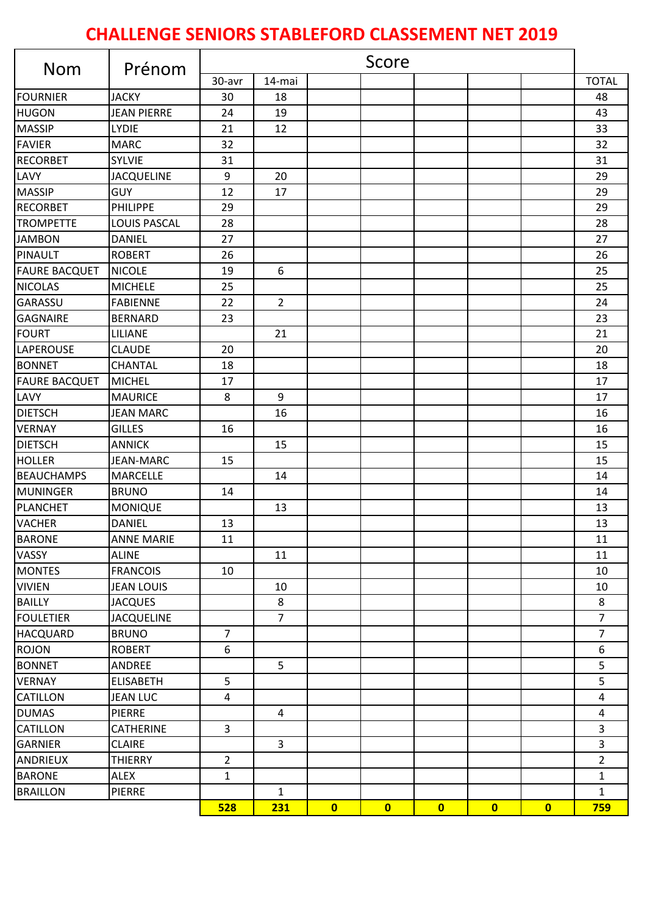# CHALLENGE SENIORS STABLEFORD CLASSEMENT NET 2019

| Nom | Prénom | Score | | | | | | | |
|---|---|---|---|---|---|---|---|---|---|
| | | 30-avr | 14-mai | | | | | | TOTAL |
| FOURNIER | JACKY | 30 | 18 | | | | | | 48 |
| HUGON | JEAN PIERRE | 24 | 19 | | | | | | 43 |
| MASSIP | LYDIE | 21 | 12 | | | | | | 33 |
| FAVIER | MARC | 32 | | | | | | | 32 |
| RECORBET | SYLVIE | 31 | | | | | | | 31 |
| LAVY | JACQUELINE | 9 | 20 | | | | | | 29 |
| MASSIP | GUY | 12 | 17 | | | | | | 29 |
| RECORBET | PHILIPPE | 29 | | | | | | | 29 |
| TROMPETTE | LOUIS PASCAL | 28 | | | | | | | 28 |
| JAMBON | DANIEL | 27 | | | | | | | 27 |
| PINAULT | ROBERT | 26 | | | | | | | 26 |
| FAURE BACQUET | NICOLE | 19 | 6 | | | | | | 25 |
| NICOLAS | MICHELE | 25 | | | | | | | 25 |
| GARASSU | FABIENNE | 22 | 2 | | | | | | 24 |
| GAGNAIRE | BERNARD | 23 | | | | | | | 23 |
| FOURT | LILIANE | | 21 | | | | | | 21 |
| LAPEROUSE | CLAUDE | 20 | | | | | | | 20 |
| BONNET | CHANTAL | 18 | | | | | | | 18 |
| FAURE BACQUET | MICHEL | 17 | | | | | | | 17 |
| LAVY | MAURICE | 8 | 9 | | | | | | 17 |
| DIETSCH | JEAN MARC | | 16 | | | | | | 16 |
| VERNAY | GILLES | 16 | | | | | | | 16 |
| DIETSCH | ANNICK | | 15 | | | | | | 15 |
| HOLLER | JEAN-MARC | 15 | | | | | | | 15 |
| BEAUCHAMPS | MARCELLE | | 14 | | | | | | 14 |
| MUNINGER | BRUNO | 14 | | | | | | | 14 |
| PLANCHET | MONIQUE | | 13 | | | | | | 13 |
| VACHER | DANIEL | 13 | | | | | | | 13 |
| BARONE | ANNE MARIE | 11 | | | | | | | 11 |
| VASSY | ALINE | | 11 | | | | | | 11 |
| MONTES | FRANCOIS | 10 | | | | | | | 10 |
| VIVIEN | JEAN LOUIS | | 10 | | | | | | 10 |
| BAILLY | JACQUES | | 8 | | | | | | 8 |
| FOULETIER | JACQUELINE | | 7 | | | | | | 7 |
| HACQUARD | BRUNO | 7 | | | | | | | 7 |
| ROJON | ROBERT | 6 | | | | | | | 6 |
| BONNET | ANDREE | | 5 | | | | | | 5 |
| VERNAY | ELISABETH | 5 | | | | | | | 5 |
| CATILLON | JEAN LUC | 4 | | | | | | | 4 |
| DUMAS | PIERRE | | 4 | | | | | | 4 |
| CATILLON | CATHERINE | 3 | | | | | | | 3 |
| GARNIER | CLAIRE | | 3 | | | | | | 3 |
| ANDRIEUX | THIERRY | 2 | | | | | | | 2 |
| BARONE | ALEX | 1 | | | | | | | 1 |
| BRAILLON | PIERRE | | 1 | | | | | | 1 |
| | | **528** | **231** | **0** | **0** | **0** | **0** | **0** | **759** |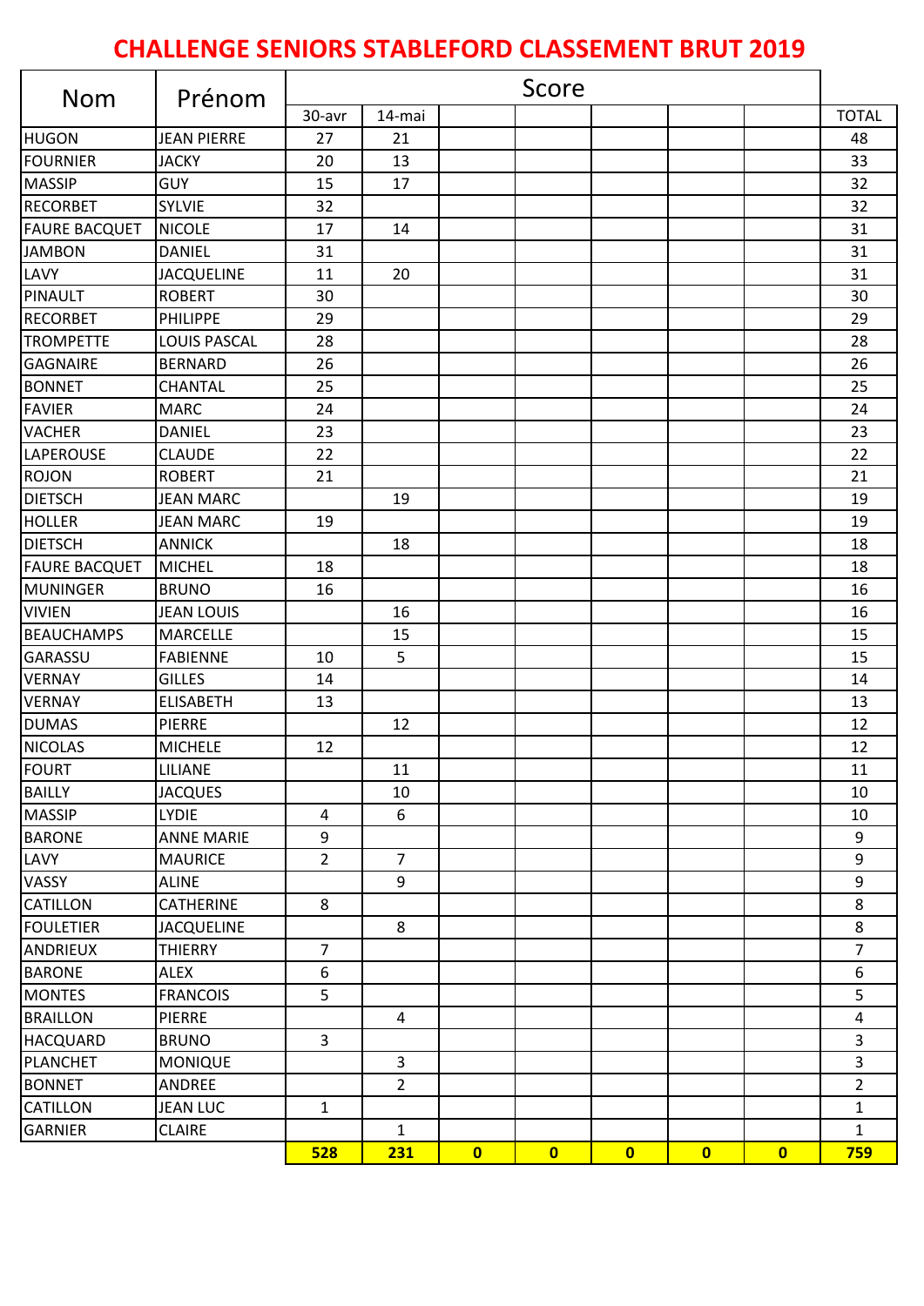# CHALLENGE SENIORS STABLEFORD CLASSEMENT BRUT 2019

| Nom | Prénom | Score | | | | | | | TOTAL |
|---|---|---|---|---|---|---|---|---|---|
| | | 30-avr | 14-mai | | | | | | |
| HUGON | JEAN PIERRE | 27 | 21 | | | | | | 48 |
| FOURNIER | JACKY | 20 | 13 | | | | | | 33 |
| MASSIP | GUY | 15 | 17 | | | | | | 32 |
| RECORBET | SYLVIE | 32 | | | | | | | 32 |
| FAURE BACQUET | NICOLE | 17 | 14 | | | | | | 31 |
| JAMBON | DANIEL | 31 | | | | | | | 31 |
| LAVY | JACQUELINE | 11 | 20 | | | | | | 31 |
| PINAULT | ROBERT | 30 | | | | | | | 30 |
| RECORBET | PHILIPPE | 29 | | | | | | | 29 |
| TROMPETTE | LOUIS PASCAL | 28 | | | | | | | 28 |
| GAGNAIRE | BERNARD | 26 | | | | | | | 26 |
| BONNET | CHANTAL | 25 | | | | | | | 25 |
| FAVIER | MARC | 24 | | | | | | | 24 |
| VACHER | DANIEL | 23 | | | | | | | 23 |
| LAPEROUSE | CLAUDE | 22 | | | | | | | 22 |
| ROJON | ROBERT | 21 | | | | | | | 21 |
| DIETSCH | JEAN MARC | | 19 | | | | | | 19 |
| HOLLER | JEAN MARC | 19 | | | | | | | 19 |
| DIETSCH | ANNICK | | 18 | | | | | | 18 |
| FAURE BACQUET | MICHEL | 18 | | | | | | | 18 |
| MUNINGER | BRUNO | 16 | | | | | | | 16 |
| VIVIEN | JEAN LOUIS | | 16 | | | | | | 16 |
| BEAUCHAMPS | MARCELLE | | 15 | | | | | | 15 |
| GARASSU | FABIENNE | 10 | 5 | | | | | | 15 |
| VERNAY | GILLES | 14 | | | | | | | 14 |
| VERNAY | ELISABETH | 13 | | | | | | | 13 |
| DUMAS | PIERRE | | 12 | | | | | | 12 |
| NICOLAS | MICHELE | 12 | | | | | | | 12 |
| FOURT | LILIANE | | 11 | | | | | | 11 |
| BAILLY | JACQUES | | 10 | | | | | | 10 |
| MASSIP | LYDIE | 4 | 6 | | | | | | 10 |
| BARONE | ANNE MARIE | 9 | | | | | | | 9 |
| LAVY | MAURICE | 2 | 7 | | | | | | 9 |
| VASSY | ALINE | | 9 | | | | | | 9 |
| CATILLON | CATHERINE | 8 | | | | | | | 8 |
| FOULETIER | JACQUELINE | | 8 | | | | | | 8 |
| ANDRIEUX | THIERRY | 7 | | | | | | | 7 |
| BARONE | ALEX | 6 | | | | | | | 6 |
| MONTES | FRANCOIS | 5 | | | | | | | 5 |
| BRAILLON | PIERRE | | 4 | | | | | | 4 |
| HACQUARD | BRUNO | 3 | | | | | | | 3 |
| PLANCHET | MONIQUE | | 3 | | | | | | 3 |
| BONNET | ANDREE | | 2 | | | | | | 2 |
| CATILLON | JEAN LUC | 1 | | | | | | | 1 |
| GARNIER | CLAIRE | | 1 | | | | | | 1 |
| | | **528** | **231** | **0** | **0** | **0** | **0** | **0** | **759** |